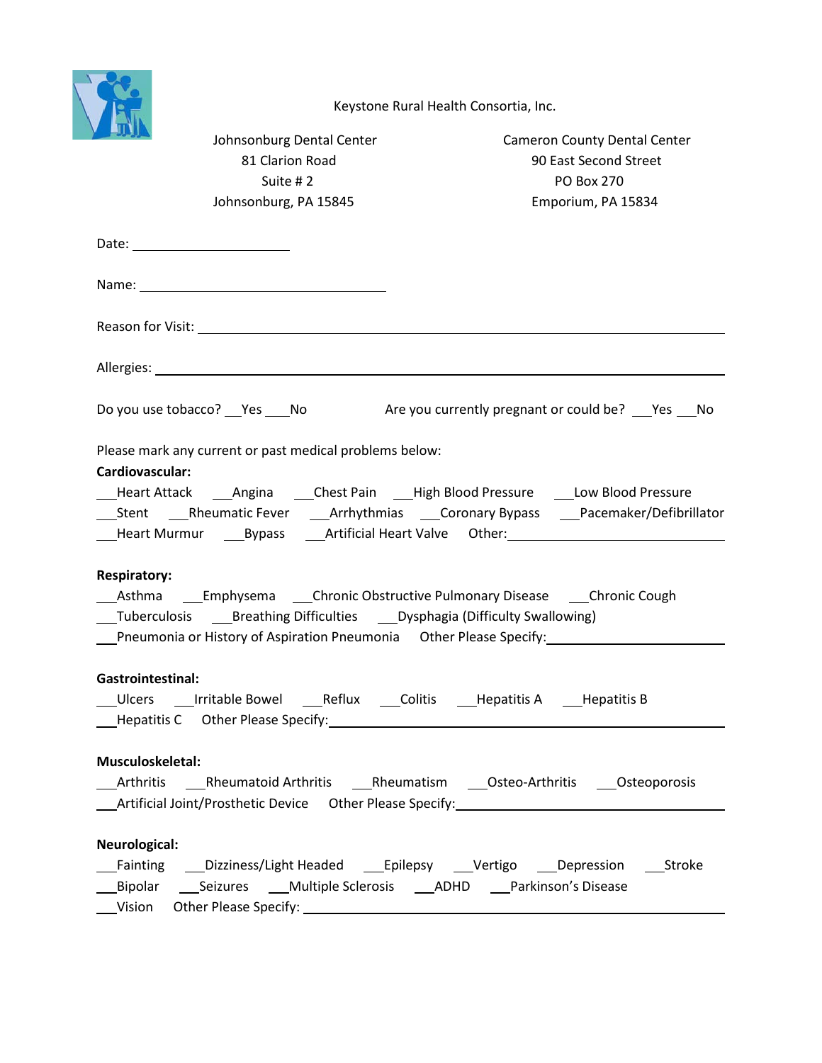Keystone Rural Health Consortia, Inc.

Johnsonburg Dental Center
81 Clarion Road
Suite # 2
Johnsonburg, PA 15845

Cameron County Dental Center
90 East Second Street
PO Box 270
Emporium, PA 15834

Date: ____________________

Name: ________________________________

Reason for Visit: ____________________________________________________________________

Allergies: ____________________________________________________________________

Do you use tobacco? ___Yes ___No     Are you currently pregnant or could be? ___Yes ___No

Please mark any current or past medical problems below:

**Cardiovascular:**

___Heart Attack ___Angina ___Chest Pain ___High Blood Pressure ___Low Blood Pressure
___Stent ___Rheumatic Fever ___Arrhythmias ___Coronary Bypass ___Pacemaker/Defibrillator
___Heart Murmur ___Bypass ___Artificial Heart Valve Other:______________________

**Respiratory:**

___Asthma ___Emphysema ___Chronic Obstructive Pulmonary Disease ___Chronic Cough
___Tuberculosis ___Breathing Difficulties ___Dysphagia (Difficulty Swallowing)
___Pneumonia or History of Aspiration Pneumonia Other Please Specify:______________________

**Gastrointestinal:**

___Ulcers ___Irritable Bowel ___Reflux ___Colitis ___Hepatitis A ___Hepatitis B
___Hepatitis C Other Please Specify:______________________________________________

**Musculoskeletal:**

___Arthritis ___Rheumatoid Arthritis ___Rheumatism ___Osteo-Arthritis ___Osteoporosis
___Artificial Joint/Prosthetic Device Other Please Specify:______________________________

**Neurological:**

___Fainting ___Dizziness/Light Headed ___Epilepsy ___Vertigo ___Depression ___Stroke
___Bipolar ___Seizures ___Multiple Sclerosis ___ADHD ___Parkinson's Disease
___Vision Other Please Specify: ______________________________________________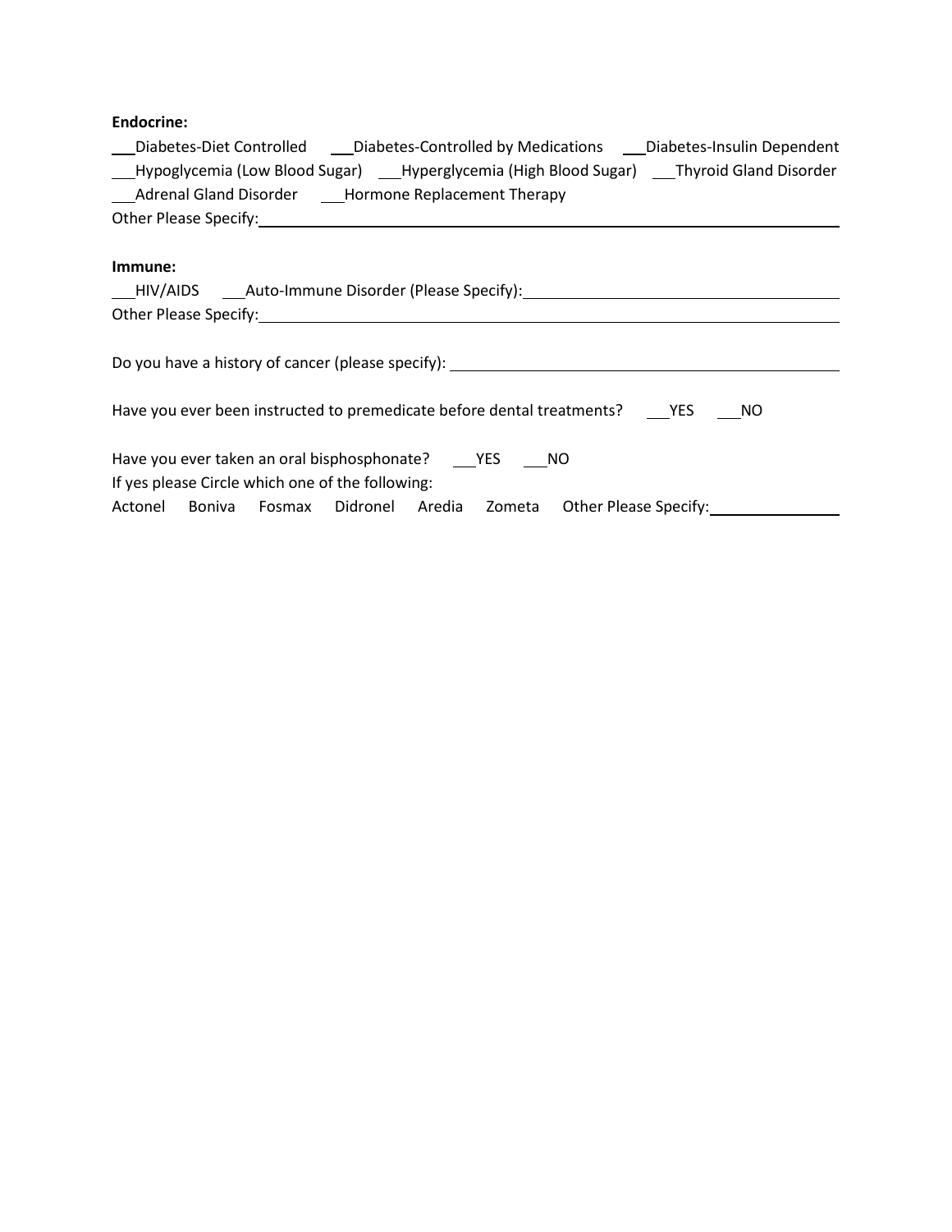**Endocrine:**

___Diabetes-Diet Controlled ___Diabetes-Controlled by Medications ___Diabetes-Insulin Dependent
___Hypoglycemia (Low Blood Sugar) ___Hyperglycemia (High Blood Sugar) ___Thyroid Gland Disorder
___Adrenal Gland Disorder ___Hormone Replacement Therapy
Other Please Specify:___________________________________________________________

**Immune:**

___HIV/AIDS ___Auto-Immune Disorder (Please Specify):______________________________
Other Please Specify:___________________________________________________________

Do you have a history of cancer (please specify): ___________________________________

Have you ever been instructed to premedicate before dental treatments? ___YES ___NO

Have you ever taken an oral bisphosphonate? ___YES ___NO
If yes please Circle which one of the following:
Actonel Boniva Fosmax Didronel Aredia Zometa Other Please Specify:____________